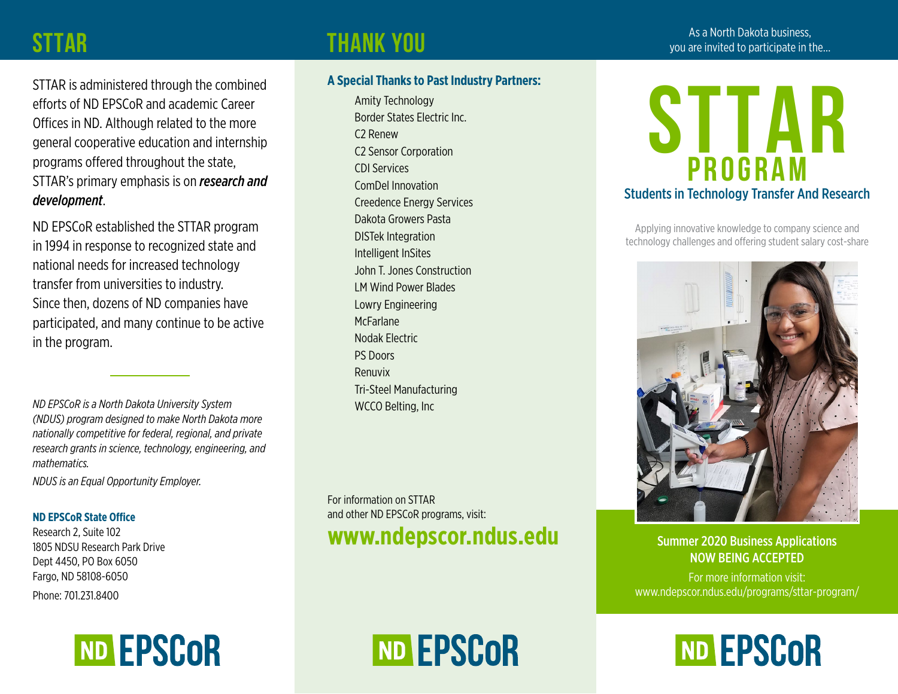## STTAR

STTAR is administered through the combined efforts of ND EPSCoR and academic Career Offices in ND. Although related to the more general cooperative education and internship programs offered throughout the state, STTAR's primary emphasis is on ***research and development***.

ND EPSCoR established the STTAR program in 1994 in response to recognized state and national needs for increased technology transfer from universities to industry. Since then, dozens of ND companies have participated, and many continue to be active in the program.

*ND EPSCoR is a North Dakota University System (NDUS) program designed to make North Dakota more nationally competitive for federal, regional, and private research grants in science, technology, engineering, and mathematics.*

*NDUS is an Equal Opportunity Employer.*

**ND EPSCoR State Office**
Research 2, Suite 102
1805 NDSU Research Park Drive
Dept 4450, PO Box 6050
Fargo, ND 58108-6050
Phone: 701.231.8400

ND EPSCoR

## THANK YOU

**A Special Thanks to Past Industry Partners:**

- Amity Technology
- Border States Electric Inc.
- C2 Renew
- C2 Sensor Corporation
- CDI Services
- ComDel Innovation
- Creedence Energy Services
- Dakota Growers Pasta
- DISTek Integration
- Intelligent InSites
- John T. Jones Construction
- LM Wind Power Blades
- Lowry Engineering
- McFarlane
- Nodak Electric
- PS Doors
- Renuvix
- Tri-Steel Manufacturing
- WCCO Belting, Inc

For information on STTAR and other ND EPSCoR programs, visit:

**www.ndepscor.ndus.edu**

ND EPSCoR

As a North Dakota business, you are invited to participate in the...

# STTAR PROGRAM

### Students in Technology Transfer And Research

Applying innovative knowledge to company science and technology challenges and offering student salary cost-share

**Summer 2020 Business Applications**
**NOW BEING ACCEPTED**

For more information visit:
www.ndepscor.ndus.edu/programs/sttar-program/

ND EPSCoR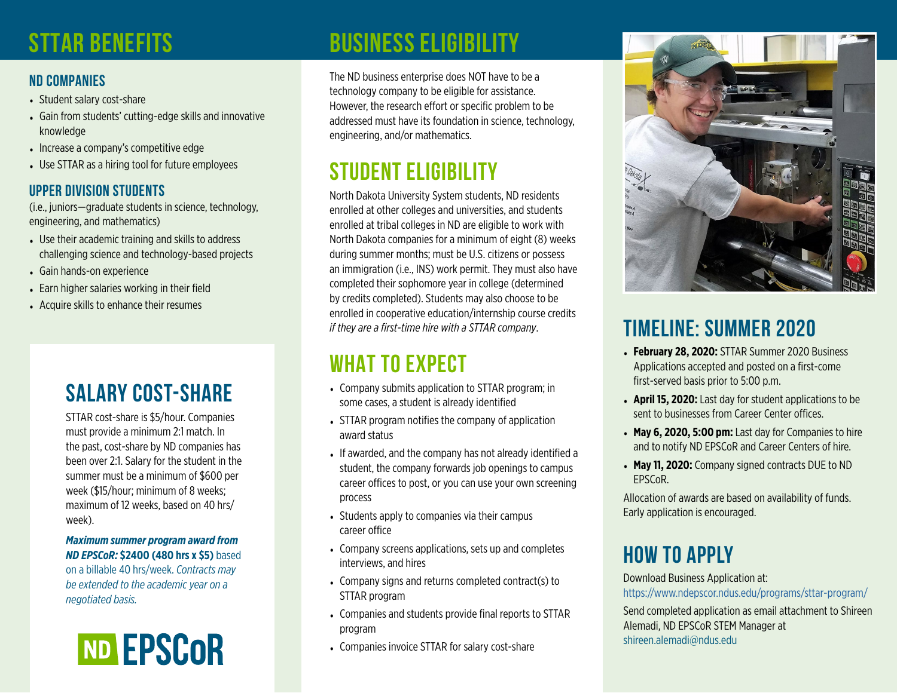## STTAR BENEFITS

### ND COMPANIES

- Student salary cost-share
- Gain from students' cutting-edge skills and innovative knowledge
- Increase a company's competitive edge
- Use STTAR as a hiring tool for future employees

### UPPER DIVISION STUDENTS

(i.e., juniors—graduate students in science, technology, engineering, and mathematics)

- Use their academic training and skills to address challenging science and technology-based projects
- Gain hands-on experience
- Earn higher salaries working in their field
- Acquire skills to enhance their resumes

## SALARY COST-SHARE

STTAR cost-share is $5/hour. Companies must provide a minimum 2:1 match. In the past, cost-share by ND companies has been over 2:1. Salary for the student in the summer must be a minimum of $600 per week ($15/hour; minimum of 8 weeks; maximum of 12 weeks, based on 40 hrs/week).

***Maximum summer program award from ND EPSCoR:* $2400 (480 hrs x $5)** based on a billable 40 hrs/week. *Contracts may be extended to the academic year on a negotiated basis.*

ND EPSCoR

## BUSINESS ELIGIBILITY

The ND business enterprise does NOT have to be a technology company to be eligible for assistance. However, the research effort or specific problem to be addressed must have its foundation in science, technology, engineering, and/or mathematics.

## STUDENT ELIGIBILITY

North Dakota University System students, ND residents enrolled at other colleges and universities, and students enrolled at tribal colleges in ND are eligible to work with North Dakota companies for a minimum of eight (8) weeks during summer months; must be U.S. citizens or possess an immigration (i.e., INS) work permit. They must also have completed their sophomore year in college (determined by credits completed). Students may also choose to be enrolled in cooperative education/internship course credits *if they are a first-time hire with a STTAR company*.

## WHAT TO EXPECT

- Company submits application to STTAR program; in some cases, a student is already identified
- STTAR program notifies the company of application award status
- If awarded, and the company has not already identified a student, the company forwards job openings to campus career offices to post, or you can use your own screening process
- Students apply to companies via their campus career office
- Company screens applications, sets up and completes interviews, and hires
- Company signs and returns completed contract(s) to STTAR program
- Companies and students provide final reports to STTAR program
- Companies invoice STTAR for salary cost-share

## TIMELINE: SUMMER 2020

- **February 28, 2020:** STTAR Summer 2020 Business Applications accepted and posted on a first-come first-served basis prior to 5:00 p.m.
- **April 15, 2020:** Last day for student applications to be sent to businesses from Career Center offices.
- **May 6, 2020, 5:00 pm:** Last day for Companies to hire and to notify ND EPSCoR and Career Centers of hire.
- **May 11, 2020:** Company signed contracts DUE to ND EPSCoR.

Allocation of awards are based on availability of funds. Early application is encouraged.

## HOW TO APPLY

Download Business Application at:
https://www.ndepscor.ndus.edu/programs/sttar-program/

Send completed application as email attachment to Shireen Alemadi, ND EPSCoR STEM Manager at shireen.alemadi@ndus.edu